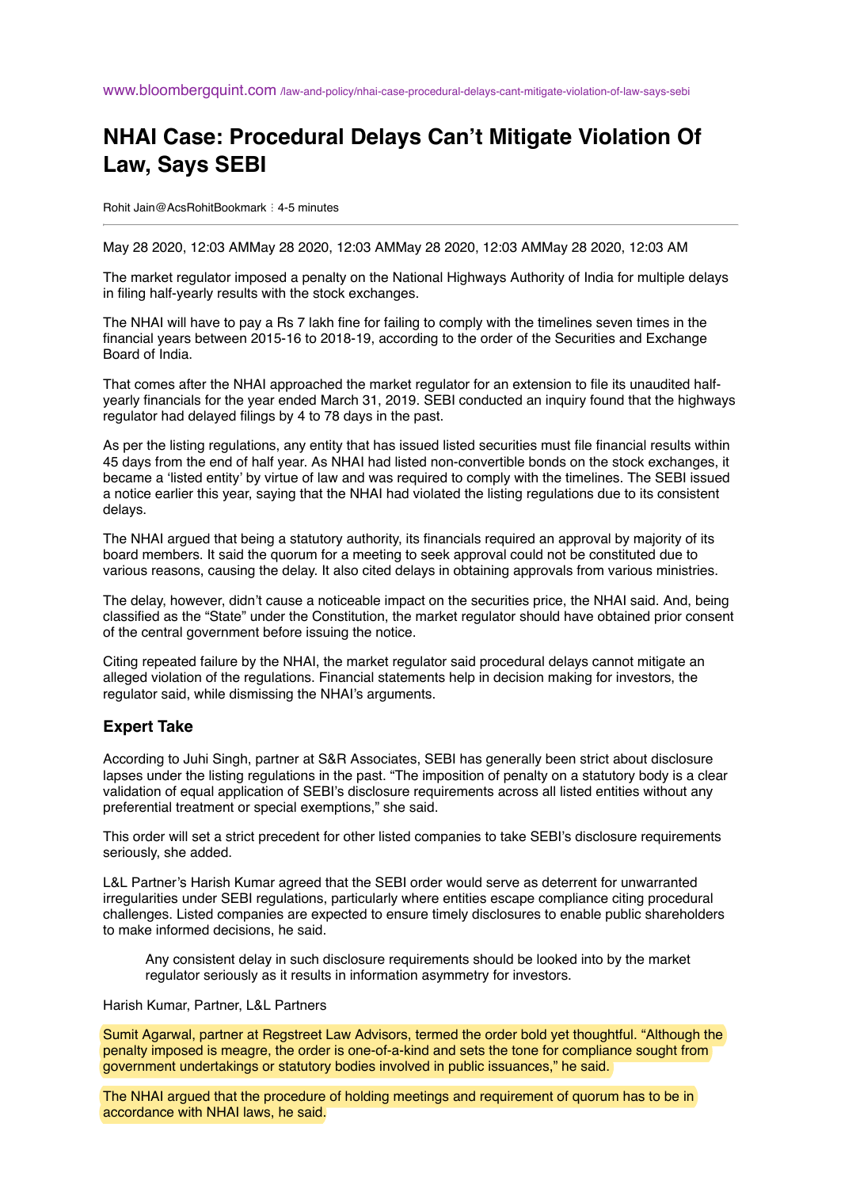www.bloombergquint.com /law-and-policy/nhai-case-procedural-delays-cant-mitigate-violation-of-law-says-sebi

# NHAI Case: Procedural Delays Can't Mitigate Violation Of Law, Says SEBI

Rohit Jain@AcsRohitBookmark : 4-5 minutes

May 28 2020, 12:03 AMMay 28 2020, 12:03 AMMay 28 2020, 12:03 AMMay 28 2020, 12:03 AM

The market regulator imposed a penalty on the National Highways Authority of India for multiple delays in filing half-yearly results with the stock exchanges.

The NHAI will have to pay a Rs 7 lakh fine for failing to comply with the timelines seven times in the financial years between 2015-16 to 2018-19, according to the order of the Securities and Exchange Board of India.

That comes after the NHAI approached the market regulator for an extension to file its unaudited half-yearly financials for the year ended March 31, 2019. SEBI conducted an inquiry found that the highways regulator had delayed filings by 4 to 78 days in the past.

As per the listing regulations, any entity that has issued listed securities must file financial results within 45 days from the end of half year. As NHAI had listed non-convertible bonds on the stock exchanges, it became a 'listed entity' by virtue of law and was required to comply with the timelines. The SEBI issued a notice earlier this year, saying that the NHAI had violated the listing regulations due to its consistent delays.

The NHAI argued that being a statutory authority, its financials required an approval by majority of its board members. It said the quorum for a meeting to seek approval could not be constituted due to various reasons, causing the delay. It also cited delays in obtaining approvals from various ministries.

The delay, however, didn't cause a noticeable impact on the securities price, the NHAI said. And, being classified as the "State" under the Constitution, the market regulator should have obtained prior consent of the central government before issuing the notice.

Citing repeated failure by the NHAI, the market regulator said procedural delays cannot mitigate an alleged violation of the regulations. Financial statements help in decision making for investors, the regulator said, while dismissing the NHAI's arguments.

## Expert Take

According to Juhi Singh, partner at S&R Associates, SEBI has generally been strict about disclosure lapses under the listing regulations in the past. "The imposition of penalty on a statutory body is a clear validation of equal application of SEBI's disclosure requirements across all listed entities without any preferential treatment or special exemptions," she said.

This order will set a strict precedent for other listed companies to take SEBI's disclosure requirements seriously, she added.

L&L Partner's Harish Kumar agreed that the SEBI order would serve as deterrent for unwarranted irregularities under SEBI regulations, particularly where entities escape compliance citing procedural challenges. Listed companies are expected to ensure timely disclosures to enable public shareholders to make informed decisions, he said.

> Any consistent delay in such disclosure requirements should be looked into by the market regulator seriously as it results in information asymmetry for investors.

Harish Kumar, Partner, L&L Partners

Sumit Agarwal, partner at Regstreet Law Advisors, termed the order bold yet thoughtful. "Although the penalty imposed is meagre, the order is one-of-a-kind and sets the tone for compliance sought from government undertakings or statutory bodies involved in public issuances," he said.

The NHAI argued that the procedure of holding meetings and requirement of quorum has to be in accordance with NHAI laws, he said.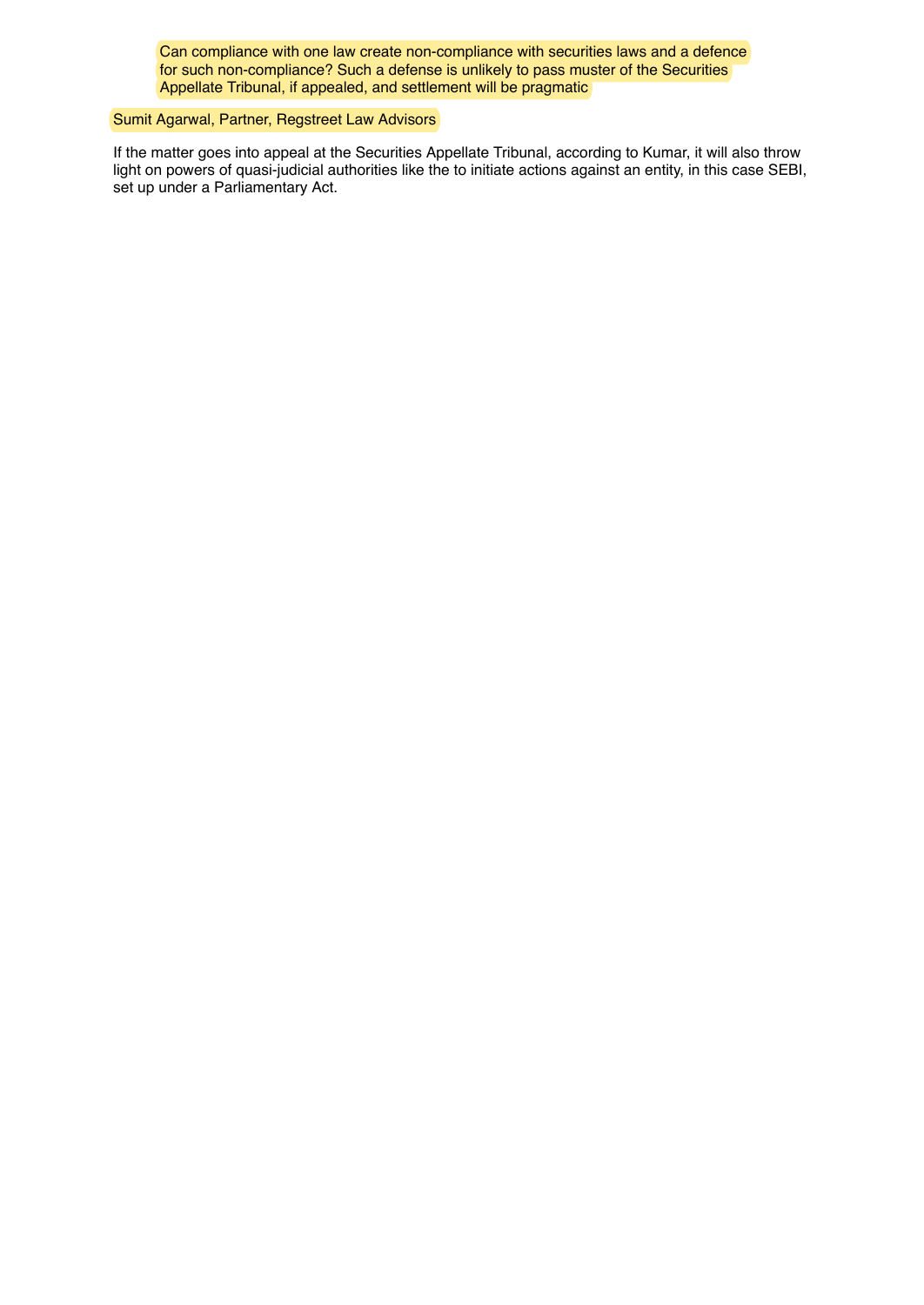> Can compliance with one law create non-compliance with securities laws and a defence for such non-compliance? Such a defense is unlikely to pass muster of the Securities Appellate Tribunal, if appealed, and settlement will be pragmatic

Sumit Agarwal, Partner, Regstreet Law Advisors

If the matter goes into appeal at the Securities Appellate Tribunal, according to Kumar, it will also throw light on powers of quasi-judicial authorities like the to initiate actions against an entity, in this case SEBI, set up under a Parliamentary Act.